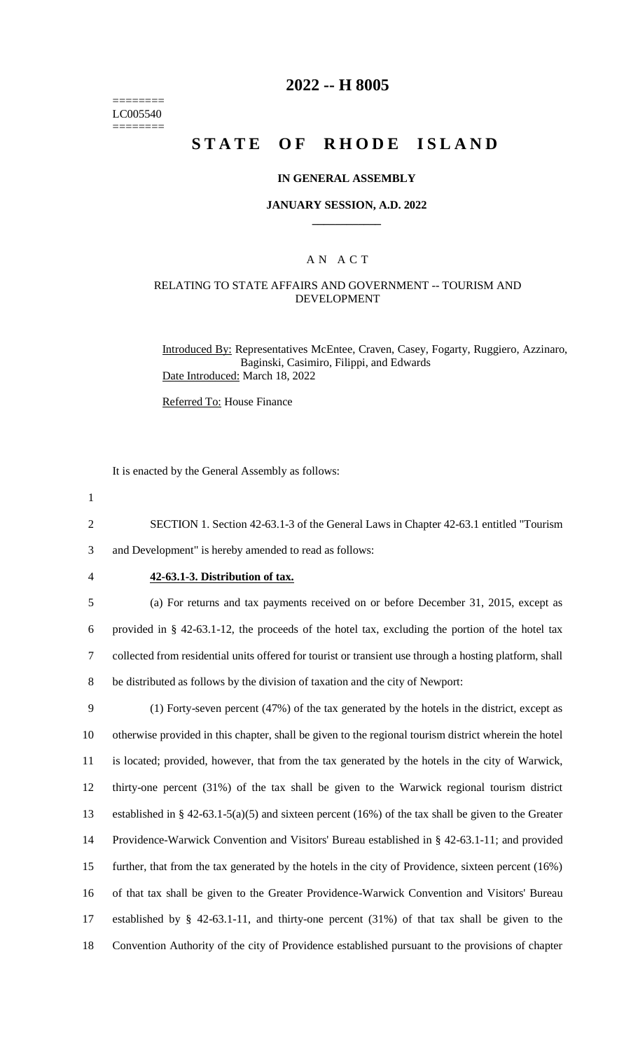========
LC005540
========

# 2022 -- H 8005

# STATE OF RHODE ISLAND

**IN GENERAL ASSEMBLY**

**JANUARY SESSION, A.D. 2022**

____________

A N A C T

RELATING TO STATE AFFAIRS AND GOVERNMENT -- TOURISM AND DEVELOPMENT

Introduced By: Representatives McEntee, Craven, Casey, Fogarty, Ruggiero, Azzinaro, Baginski, Casimiro, Filippi, and Edwards

Date Introduced: March 18, 2022

Referred To: House Finance

It is enacted by the General Assembly as follows:

SECTION 1. Section 42-63.1-3 of the General Laws in Chapter 42-63.1 entitled "Tourism and Development" is hereby amended to read as follows:

**42-63.1-3. Distribution of tax.**

(a) For returns and tax payments received on or before December 31, 2015, except as provided in § 42-63.1-12, the proceeds of the hotel tax, excluding the portion of the hotel tax collected from residential units offered for tourist or transient use through a hosting platform, shall be distributed as follows by the division of taxation and the city of Newport:

(1) Forty-seven percent (47%) of the tax generated by the hotels in the district, except as otherwise provided in this chapter, shall be given to the regional tourism district wherein the hotel is located; provided, however, that from the tax generated by the hotels in the city of Warwick, thirty-one percent (31%) of the tax shall be given to the Warwick regional tourism district established in § 42-63.1-5(a)(5) and sixteen percent (16%) of the tax shall be given to the Greater Providence-Warwick Convention and Visitors' Bureau established in § 42-63.1-11; and provided further, that from the tax generated by the hotels in the city of Providence, sixteen percent (16%) of that tax shall be given to the Greater Providence-Warwick Convention and Visitors' Bureau established by § 42-63.1-11, and thirty-one percent (31%) of that tax shall be given to the Convention Authority of the city of Providence established pursuant to the provisions of chapter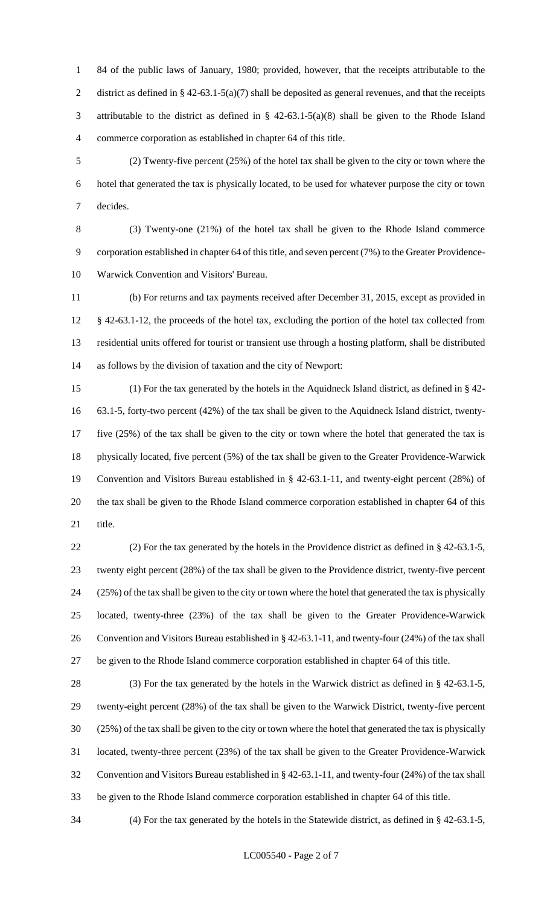84 of the public laws of January, 1980; provided, however, that the receipts attributable to the district as defined in § 42-63.1-5(a)(7) shall be deposited as general revenues, and that the receipts attributable to the district as defined in § 42-63.1-5(a)(8) shall be given to the Rhode Island commerce corporation as established in chapter 64 of this title.

(2) Twenty-five percent (25%) of the hotel tax shall be given to the city or town where the hotel that generated the tax is physically located, to be used for whatever purpose the city or town decides.

(3) Twenty-one (21%) of the hotel tax shall be given to the Rhode Island commerce corporation established in chapter 64 of this title, and seven percent (7%) to the Greater Providence-Warwick Convention and Visitors' Bureau.

(b) For returns and tax payments received after December 31, 2015, except as provided in § 42-63.1-12, the proceeds of the hotel tax, excluding the portion of the hotel tax collected from residential units offered for tourist or transient use through a hosting platform, shall be distributed as follows by the division of taxation and the city of Newport:

(1) For the tax generated by the hotels in the Aquidneck Island district, as defined in § 42-63.1-5, forty-two percent (42%) of the tax shall be given to the Aquidneck Island district, twenty-five (25%) of the tax shall be given to the city or town where the hotel that generated the tax is physically located, five percent (5%) of the tax shall be given to the Greater Providence-Warwick Convention and Visitors Bureau established in § 42-63.1-11, and twenty-eight percent (28%) of the tax shall be given to the Rhode Island commerce corporation established in chapter 64 of this title.

(2) For the tax generated by the hotels in the Providence district as defined in § 42-63.1-5, twenty eight percent (28%) of the tax shall be given to the Providence district, twenty-five percent (25%) of the tax shall be given to the city or town where the hotel that generated the tax is physically located, twenty-three (23%) of the tax shall be given to the Greater Providence-Warwick Convention and Visitors Bureau established in § 42-63.1-11, and twenty-four (24%) of the tax shall be given to the Rhode Island commerce corporation established in chapter 64 of this title.

(3) For the tax generated by the hotels in the Warwick district as defined in § 42-63.1-5, twenty-eight percent (28%) of the tax shall be given to the Warwick District, twenty-five percent (25%) of the tax shall be given to the city or town where the hotel that generated the tax is physically located, twenty-three percent (23%) of the tax shall be given to the Greater Providence-Warwick Convention and Visitors Bureau established in § 42-63.1-11, and twenty-four (24%) of the tax shall be given to the Rhode Island commerce corporation established in chapter 64 of this title.

(4) For the tax generated by the hotels in the Statewide district, as defined in § 42-63.1-5,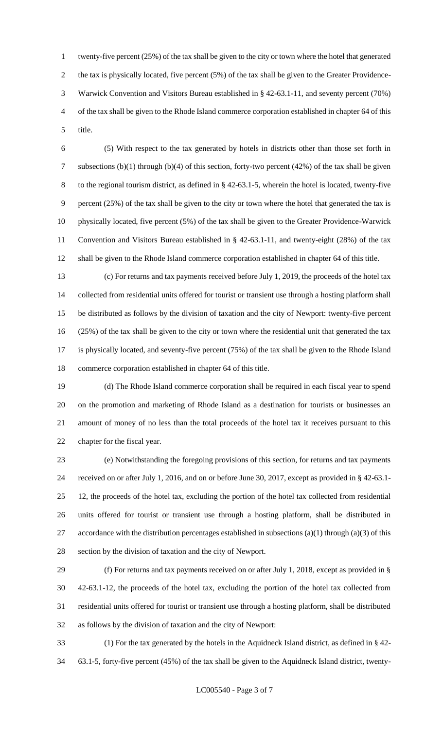twenty-five percent (25%) of the tax shall be given to the city or town where the hotel that generated the tax is physically located, five percent (5%) of the tax shall be given to the Greater Providence-Warwick Convention and Visitors Bureau established in § 42-63.1-11, and seventy percent (70%) of the tax shall be given to the Rhode Island commerce corporation established in chapter 64 of this title.

(5) With respect to the tax generated by hotels in districts other than those set forth in subsections (b)(1) through (b)(4) of this section, forty-two percent (42%) of the tax shall be given to the regional tourism district, as defined in § 42-63.1-5, wherein the hotel is located, twenty-five percent (25%) of the tax shall be given to the city or town where the hotel that generated the tax is physically located, five percent (5%) of the tax shall be given to the Greater Providence-Warwick Convention and Visitors Bureau established in § 42-63.1-11, and twenty-eight (28%) of the tax shall be given to the Rhode Island commerce corporation established in chapter 64 of this title.

(c) For returns and tax payments received before July 1, 2019, the proceeds of the hotel tax collected from residential units offered for tourist or transient use through a hosting platform shall be distributed as follows by the division of taxation and the city of Newport: twenty-five percent (25%) of the tax shall be given to the city or town where the residential unit that generated the tax is physically located, and seventy-five percent (75%) of the tax shall be given to the Rhode Island commerce corporation established in chapter 64 of this title.

(d) The Rhode Island commerce corporation shall be required in each fiscal year to spend on the promotion and marketing of Rhode Island as a destination for tourists or businesses an amount of money of no less than the total proceeds of the hotel tax it receives pursuant to this chapter for the fiscal year.

(e) Notwithstanding the foregoing provisions of this section, for returns and tax payments received on or after July 1, 2016, and on or before June 30, 2017, except as provided in § 42-63.1-12, the proceeds of the hotel tax, excluding the portion of the hotel tax collected from residential units offered for tourist or transient use through a hosting platform, shall be distributed in accordance with the distribution percentages established in subsections (a)(1) through (a)(3) of this section by the division of taxation and the city of Newport.

(f) For returns and tax payments received on or after July 1, 2018, except as provided in § 42-63.1-12, the proceeds of the hotel tax, excluding the portion of the hotel tax collected from residential units offered for tourist or transient use through a hosting platform, shall be distributed as follows by the division of taxation and the city of Newport:

(1) For the tax generated by the hotels in the Aquidneck Island district, as defined in § 42-63.1-5, forty-five percent (45%) of the tax shall be given to the Aquidneck Island district, twenty-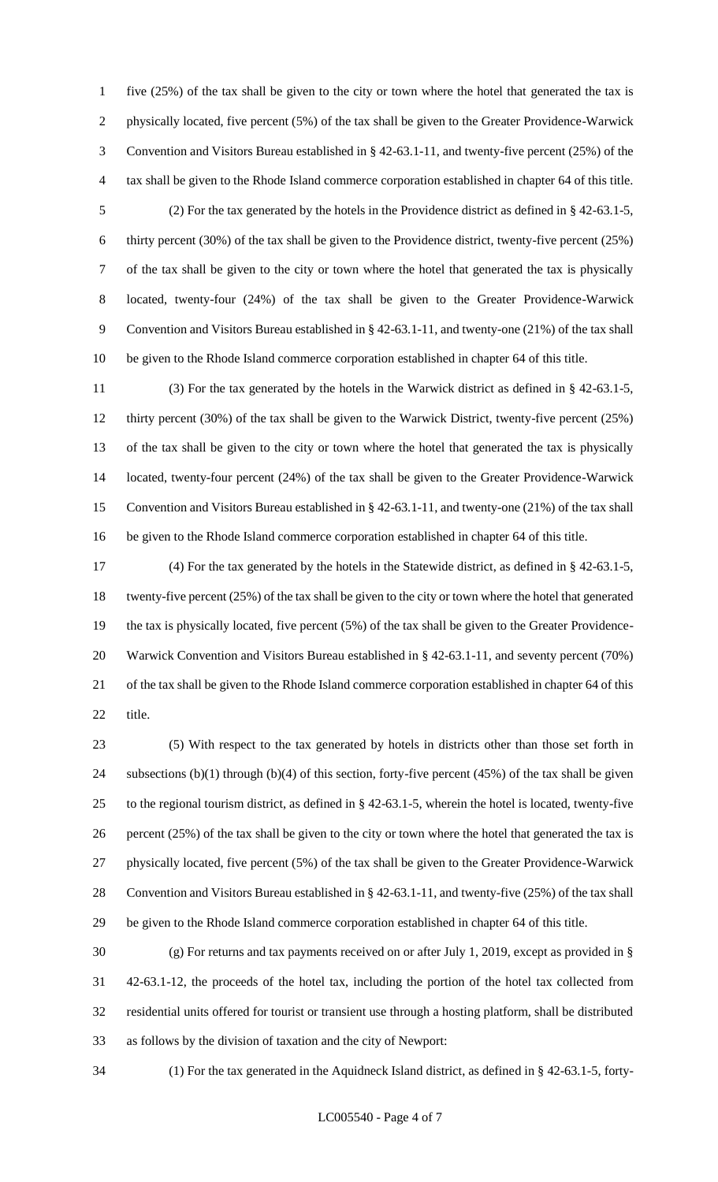five (25%) of the tax shall be given to the city or town where the hotel that generated the tax is physically located, five percent (5%) of the tax shall be given to the Greater Providence-Warwick Convention and Visitors Bureau established in § 42-63.1-11, and twenty-five percent (25%) of the tax shall be given to the Rhode Island commerce corporation established in chapter 64 of this title.

(2) For the tax generated by the hotels in the Providence district as defined in § 42-63.1-5, thirty percent (30%) of the tax shall be given to the Providence district, twenty-five percent (25%) of the tax shall be given to the city or town where the hotel that generated the tax is physically located, twenty-four (24%) of the tax shall be given to the Greater Providence-Warwick Convention and Visitors Bureau established in § 42-63.1-11, and twenty-one (21%) of the tax shall be given to the Rhode Island commerce corporation established in chapter 64 of this title.

(3) For the tax generated by the hotels in the Warwick district as defined in § 42-63.1-5, thirty percent (30%) of the tax shall be given to the Warwick District, twenty-five percent (25%) of the tax shall be given to the city or town where the hotel that generated the tax is physically located, twenty-four percent (24%) of the tax shall be given to the Greater Providence-Warwick Convention and Visitors Bureau established in § 42-63.1-11, and twenty-one (21%) of the tax shall be given to the Rhode Island commerce corporation established in chapter 64 of this title.

(4) For the tax generated by the hotels in the Statewide district, as defined in § 42-63.1-5, twenty-five percent (25%) of the tax shall be given to the city or town where the hotel that generated the tax is physically located, five percent (5%) of the tax shall be given to the Greater Providence-Warwick Convention and Visitors Bureau established in § 42-63.1-11, and seventy percent (70%) of the tax shall be given to the Rhode Island commerce corporation established in chapter 64 of this title.

(5) With respect to the tax generated by hotels in districts other than those set forth in subsections (b)(1) through (b)(4) of this section, forty-five percent (45%) of the tax shall be given to the regional tourism district, as defined in § 42-63.1-5, wherein the hotel is located, twenty-five percent (25%) of the tax shall be given to the city or town where the hotel that generated the tax is physically located, five percent (5%) of the tax shall be given to the Greater Providence-Warwick Convention and Visitors Bureau established in § 42-63.1-11, and twenty-five (25%) of the tax shall be given to the Rhode Island commerce corporation established in chapter 64 of this title.

(g) For returns and tax payments received on or after July 1, 2019, except as provided in § 42-63.1-12, the proceeds of the hotel tax, including the portion of the hotel tax collected from residential units offered for tourist or transient use through a hosting platform, shall be distributed as follows by the division of taxation and the city of Newport:

(1) For the tax generated in the Aquidneck Island district, as defined in § 42-63.1-5, forty-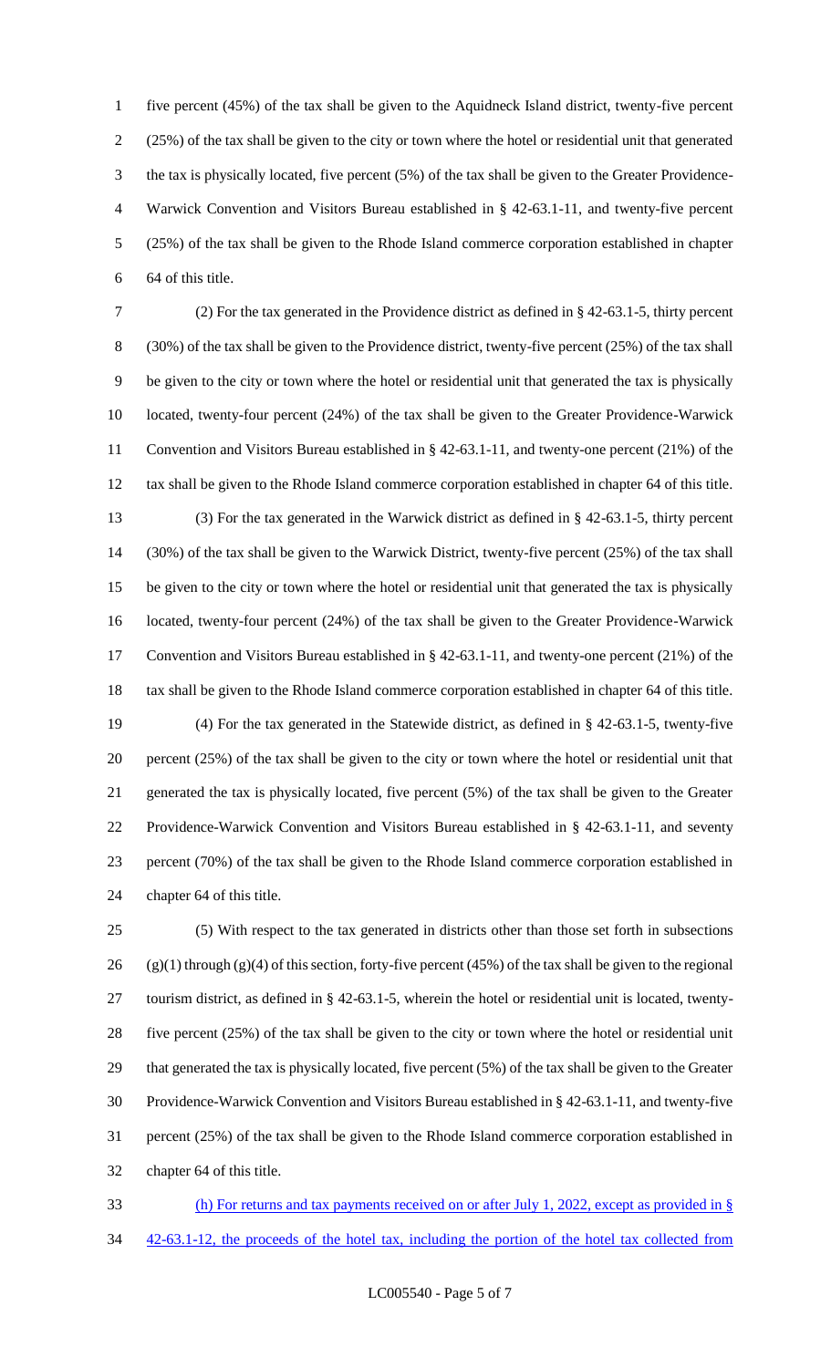five percent (45%) of the tax shall be given to the Aquidneck Island district, twenty-five percent (25%) of the tax shall be given to the city or town where the hotel or residential unit that generated the tax is physically located, five percent (5%) of the tax shall be given to the Greater Providence-Warwick Convention and Visitors Bureau established in § 42-63.1-11, and twenty-five percent (25%) of the tax shall be given to the Rhode Island commerce corporation established in chapter 64 of this title.

(2) For the tax generated in the Providence district as defined in § 42-63.1-5, thirty percent (30%) of the tax shall be given to the Providence district, twenty-five percent (25%) of the tax shall be given to the city or town where the hotel or residential unit that generated the tax is physically located, twenty-four percent (24%) of the tax shall be given to the Greater Providence-Warwick Convention and Visitors Bureau established in § 42-63.1-11, and twenty-one percent (21%) of the tax shall be given to the Rhode Island commerce corporation established in chapter 64 of this title.

(3) For the tax generated in the Warwick district as defined in § 42-63.1-5, thirty percent (30%) of the tax shall be given to the Warwick District, twenty-five percent (25%) of the tax shall be given to the city or town where the hotel or residential unit that generated the tax is physically located, twenty-four percent (24%) of the tax shall be given to the Greater Providence-Warwick Convention and Visitors Bureau established in § 42-63.1-11, and twenty-one percent (21%) of the tax shall be given to the Rhode Island commerce corporation established in chapter 64 of this title.

(4) For the tax generated in the Statewide district, as defined in § 42-63.1-5, twenty-five percent (25%) of the tax shall be given to the city or town where the hotel or residential unit that generated the tax is physically located, five percent (5%) of the tax shall be given to the Greater Providence-Warwick Convention and Visitors Bureau established in § 42-63.1-11, and seventy percent (70%) of the tax shall be given to the Rhode Island commerce corporation established in chapter 64 of this title.

(5) With respect to the tax generated in districts other than those set forth in subsections (g)(1) through (g)(4) of this section, forty-five percent (45%) of the tax shall be given to the regional tourism district, as defined in § 42-63.1-5, wherein the hotel or residential unit is located, twenty-five percent (25%) of the tax shall be given to the city or town where the hotel or residential unit that generated the tax is physically located, five percent (5%) of the tax shall be given to the Greater Providence-Warwick Convention and Visitors Bureau established in § 42-63.1-11, and twenty-five percent (25%) of the tax shall be given to the Rhode Island commerce corporation established in chapter 64 of this title.

(h) For returns and tax payments received on or after July 1, 2022, except as provided in § 42-63.1-12, the proceeds of the hotel tax, including the portion of the hotel tax collected from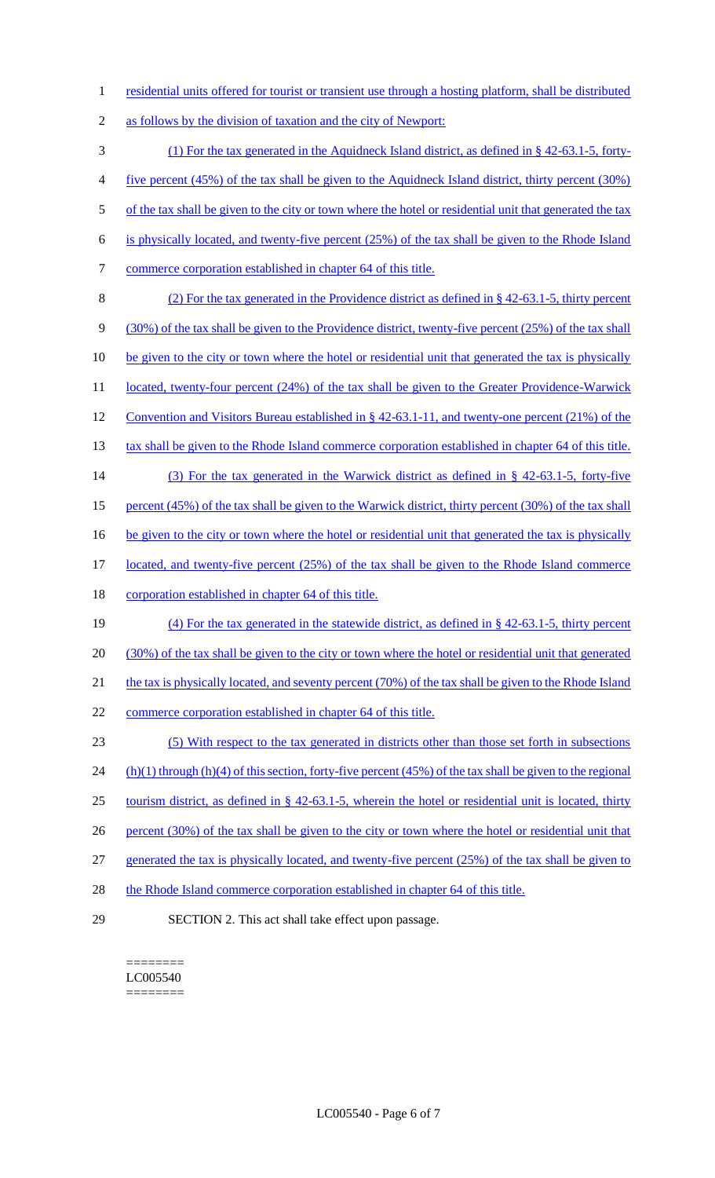residential units offered for tourist or transient use through a hosting platform, shall be distributed as follows by the division of taxation and the city of Newport:

(1) For the tax generated in the Aquidneck Island district, as defined in § 42-63.1-5, forty-five percent (45%) of the tax shall be given to the Aquidneck Island district, thirty percent (30%) of the tax shall be given to the city or town where the hotel or residential unit that generated the tax is physically located, and twenty-five percent (25%) of the tax shall be given to the Rhode Island commerce corporation established in chapter 64 of this title.

(2) For the tax generated in the Providence district as defined in § 42-63.1-5, thirty percent (30%) of the tax shall be given to the Providence district, twenty-five percent (25%) of the tax shall be given to the city or town where the hotel or residential unit that generated the tax is physically located, twenty-four percent (24%) of the tax shall be given to the Greater Providence-Warwick Convention and Visitors Bureau established in § 42-63.1-11, and twenty-one percent (21%) of the tax shall be given to the Rhode Island commerce corporation established in chapter 64 of this title.

(3) For the tax generated in the Warwick district as defined in § 42-63.1-5, forty-five percent (45%) of the tax shall be given to the Warwick district, thirty percent (30%) of the tax shall be given to the city or town where the hotel or residential unit that generated the tax is physically located, and twenty-five percent (25%) of the tax shall be given to the Rhode Island commerce corporation established in chapter 64 of this title.

(4) For the tax generated in the statewide district, as defined in § 42-63.1-5, thirty percent (30%) of the tax shall be given to the city or town where the hotel or residential unit that generated the tax is physically located, and seventy percent (70%) of the tax shall be given to the Rhode Island commerce corporation established in chapter 64 of this title.

(5) With respect to the tax generated in districts other than those set forth in subsections (h)(1) through (h)(4) of this section, forty-five percent (45%) of the tax shall be given to the regional tourism district, as defined in § 42-63.1-5, wherein the hotel or residential unit is located, thirty percent (30%) of the tax shall be given to the city or town where the hotel or residential unit that generated the tax is physically located, and twenty-five percent (25%) of the tax shall be given to the Rhode Island commerce corporation established in chapter 64 of this title.

SECTION 2. This act shall take effect upon passage.

========
LC005540
========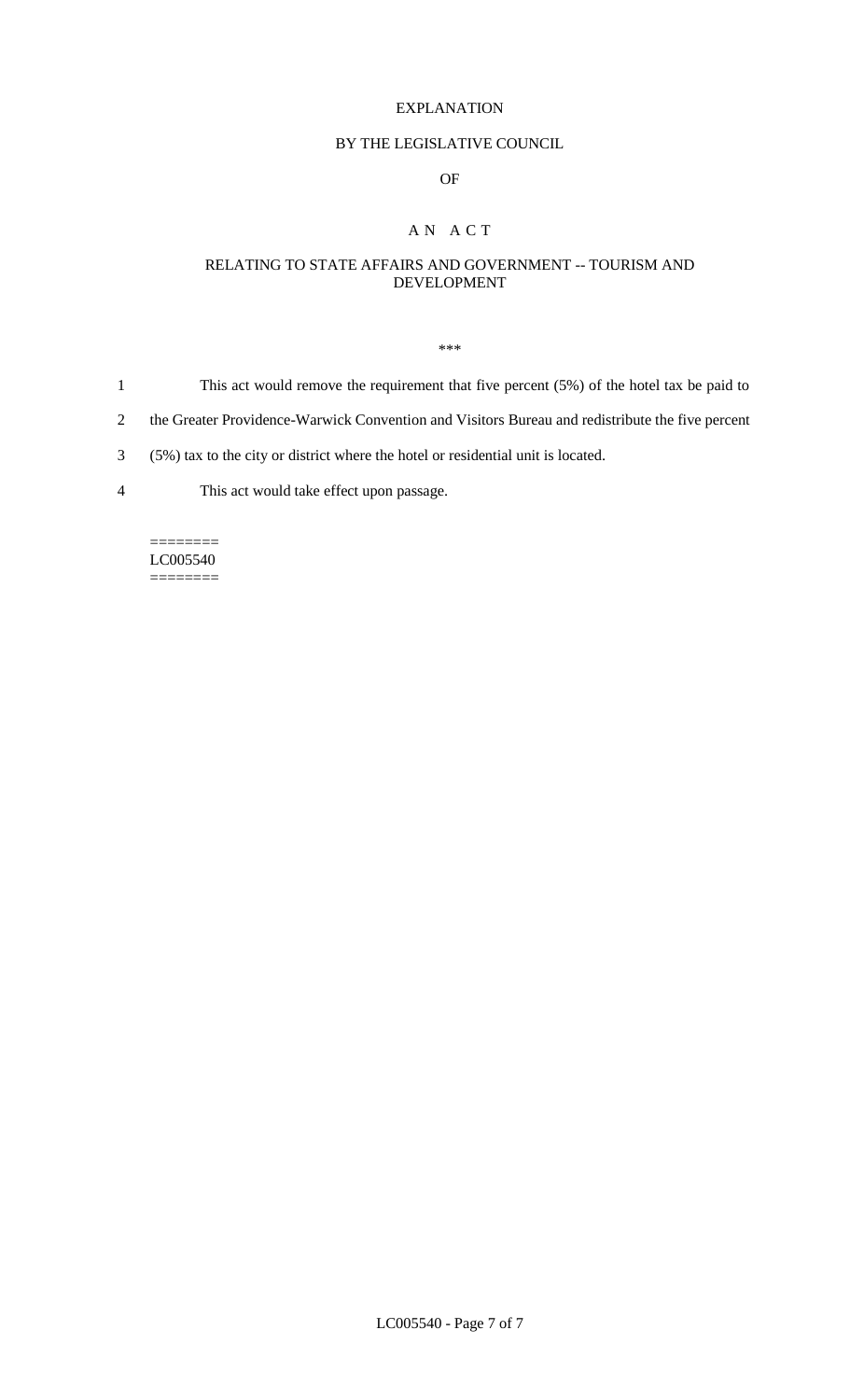EXPLANATION

BY THE LEGISLATIVE COUNCIL

OF

# A N A C T

RELATING TO STATE AFFAIRS AND GOVERNMENT -- TOURISM AND DEVELOPMENT

\*\*\*

1 This act would remove the requirement that five percent (5%) of the hotel tax be paid to

2 the Greater Providence-Warwick Convention and Visitors Bureau and redistribute the five percent

3 (5%) tax to the city or district where the hotel or residential unit is located.

4 This act would take effect upon passage.

========
LC005540
========